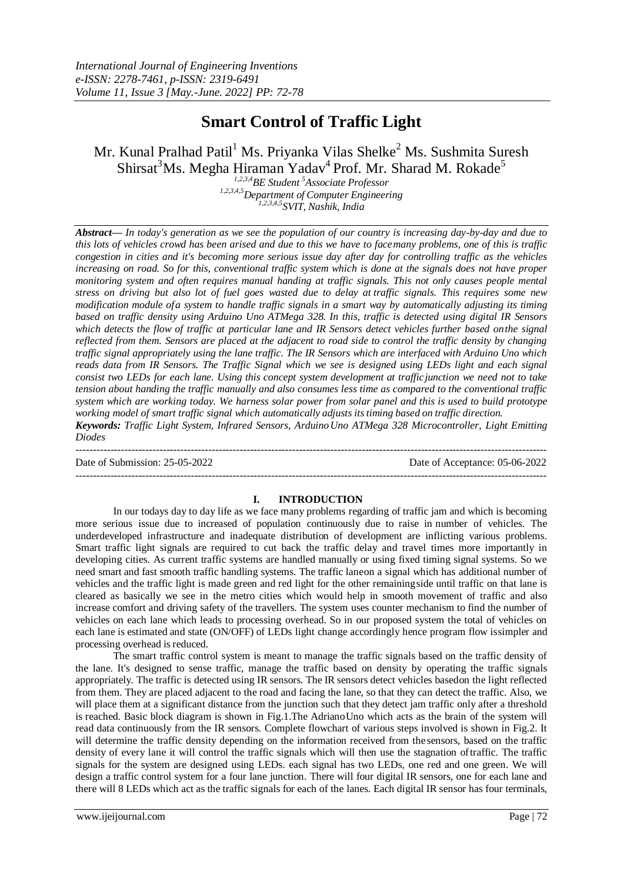*International Journal of Engineering Inventions*
*e-ISSN: 2278-7461, p-ISSN: 2319-6491*
*Volume 11, Issue 3 [May.-June. 2022] PP: 72-78*

# Smart Control of Traffic Light

Mr. Kunal Pralhad Patil[1] Ms. Priyanka Vilas Shelke[2] Ms. Sushmita Suresh Shirsat[3] Ms. Megha Hiraman Yadav[4] Prof. Mr. Sharad M. Rokade[5]

*[1,2,3,4]BE Student [5]Associate Professor*
*[1,2,3,4,5]Department of Computer Engineering*
*[1,2,3,4,5]SVIT, Nashik, India*

***Abstract—** In today's generation as we see the population of our country is increasing day-by-day and due to this lots of vehicles crowd has been arised and due to this we have to face many problems, one of this is traffic congestion in cities and it's becoming more serious issue day after day for controlling traffic as the vehicles increasing on road. So for this, conventional traffic system which is done at the signals does not have proper monitoring system and often requires manual handing at traffic signals. This not only causes people mental stress on driving but also lot of fuel goes wasted due to delay at traffic signals. This requires some new modification module of a system to handle traffic signals in a smart way by automatically adjusting its timing based on traffic density using Arduino Uno ATMega 328. In this, traffic is detected using digital IR Sensors which detects the flow of traffic at particular lane and IR Sensors detect vehicles further based on the signal reflected from them. Sensors are placed at the adjacent to road side to control the traffic density by changing traffic signal appropriately using the lane traffic. The IR Sensors which are interfaced with Arduino Uno which reads data from IR Sensors. The Traffic Signal which we see is designed using LEDs light and each signal consist two LEDs for each lane. Using this concept system development at traffic junction we need not to take tension about handing the traffic manually and also consumes less time as compared to the conventional traffic system which are working today. We harness solar power from solar panel and this is used to build prototype working model of smart traffic signal which automatically adjusts its timing based on traffic direction.*

***Keywords:** Traffic Light System, Infrared Sensors, Arduino Uno ATMega 328 Microcontroller, Light Emitting Diodes*

---

Date of Submission: 25-05-2022 Date of Acceptance: 05-06-2022

---

## I. INTRODUCTION

In our todays day to day life as we face many problems regarding of traffic jam and which is becoming more serious issue due to increased of population continuously due to raise in number of vehicles. The underdeveloped infrastructure and inadequate distribution of development are inflicting various problems. Smart traffic light signals are required to cut back the traffic delay and travel times more importantly in developing cities. As current traffic systems are handled manually or using fixed timing signal systems. So we need smart and fast smooth traffic handling systems. The traffic lane on a signal which has additional number of vehicles and the traffic light is made green and red light for the other remaining side until traffic on that lane is cleared as basically we see in the metro cities which would help in smooth movement of traffic and also increase comfort and driving safety of the travellers. The system uses counter mechanism to find the number of vehicles on each lane which leads to processing overhead. So in our proposed system the total of vehicles on each lane is estimated and state (ON/OFF) of LEDs light change accordingly hence program flow is simpler and processing overhead is reduced.

The smart traffic control system is meant to manage the traffic signals based on the traffic density of the lane. It's designed to sense traffic, manage the traffic based on density by operating the traffic signals appropriately. The traffic is detected using IR sensors. The IR sensors detect vehicles based on the light reflected from them. They are placed adjacent to the road and facing the lane, so that they can detect the traffic. Also, we will place them at a significant distance from the junction such that they detect jam traffic only after a threshold is reached. Basic block diagram is shown in Fig.1.The Adriano Uno which acts as the brain of the system will read data continuously from the IR sensors. Complete flowchart of various steps involved is shown in Fig.2. It will determine the traffic density depending on the information received from the sensors, based on the traffic density of every lane it will control the traffic signals which will then use the stagnation of traffic. The traffic signals for the system are designed using LEDs. each signal has two LEDs, one red and one green. We will design a traffic control system for a four lane junction. There will four digital IR sensors, one for each lane and there will 8 LEDs which act as the traffic signals for each of the lanes. Each digital IR sensor has four terminals,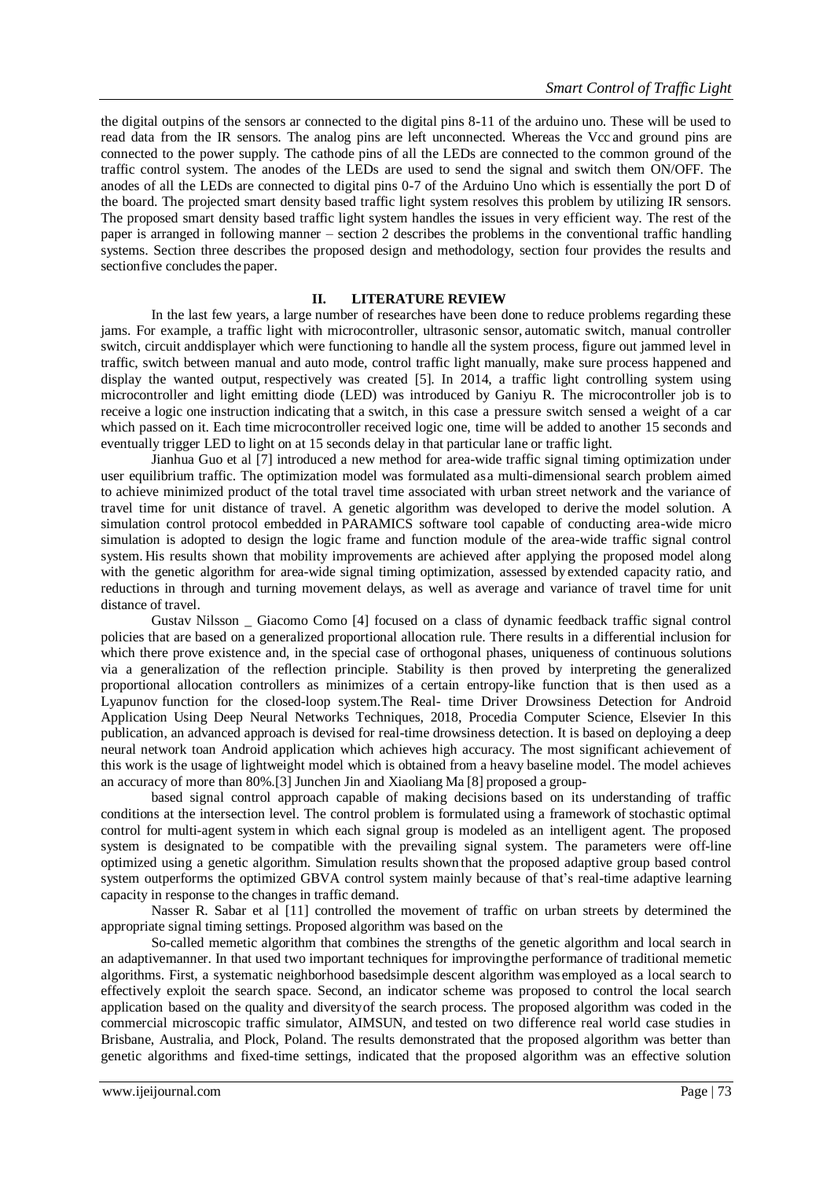the digital outpins of the sensors ar connected to the digital pins 8-11 of the arduino uno. These will be used to read data from the IR sensors. The analog pins are left unconnected. Whereas the Vcc and ground pins are connected to the power supply. The cathode pins of all the LEDs are connected to the common ground of the traffic control system. The anodes of the LEDs are used to send the signal and switch them ON/OFF. The anodes of all the LEDs are connected to digital pins 0-7 of the Arduino Uno which is essentially the port D of the board. The projected smart density based traffic light system resolves this problem by utilizing IR sensors. The proposed smart density based traffic light system handles the issues in very efficient way. The rest of the paper is arranged in following manner – section 2 describes the problems in the conventional traffic handling systems. Section three describes the proposed design and methodology, section four provides the results and sectionfive concludes the paper.

## II. LITERATURE REVIEW

In the last few years, a large number of researches have been done to reduce problems regarding these jams. For example, a traffic light with microcontroller, ultrasonic sensor, automatic switch, manual controller switch, circuit anddisplayer which were functioning to handle all the system process, figure out jammed level in traffic, switch between manual and auto mode, control traffic light manually, make sure process happened and display the wanted output, respectively was created [5]. In 2014, a traffic light controlling system using microcontroller and light emitting diode (LED) was introduced by Ganiyu R. The microcontroller job is to receive a logic one instruction indicating that a switch, in this case a pressure switch sensed a weight of a car which passed on it. Each time microcontroller received logic one, time will be added to another 15 seconds and eventually trigger LED to light on at 15 seconds delay in that particular lane or traffic light.

Jianhua Guo et al [7] introduced a new method for area-wide traffic signal timing optimization under user equilibrium traffic. The optimization model was formulated asa multi-dimensional search problem aimed to achieve minimized product of the total travel time associated with urban street network and the variance of travel time for unit distance of travel. A genetic algorithm was developed to derive the model solution. A simulation control protocol embedded in PARAMICS software tool capable of conducting area-wide micro simulation is adopted to design the logic frame and function module of the area-wide traffic signal control system. His results shown that mobility improvements are achieved after applying the proposed model along with the genetic algorithm for area-wide signal timing optimization, assessed byextended capacity ratio, and reductions in through and turning movement delays, as well as average and variance of travel time for unit distance of travel.

Gustav Nilsson _ Giacomo Como [4] focused on a class of dynamic feedback traffic signal control policies that are based on a generalized proportional allocation rule. There results in a differential inclusion for which there prove existence and, in the special case of orthogonal phases, uniqueness of continuous solutions via a generalization of the reflection principle. Stability is then proved by interpreting the generalized proportional allocation controllers as minimizes of a certain entropy-like function that is then used as a Lyapunov function for the closed-loop system.The Real- time Driver Drowsiness Detection for Android Application Using Deep Neural Networks Techniques, 2018, Procedia Computer Science, Elsevier In this publication, an advanced approach is devised for real-time drowsiness detection. It is based on deploying a deep neural network toan Android application which achieves high accuracy. The most significant achievement of this work is the usage of lightweight model which is obtained from a heavy baseline model. The model achieves an accuracy of more than 80%.[3] Junchen Jin and Xiaoliang Ma [8] proposed a group-

based signal control approach capable of making decisions based on its understanding of traffic conditions at the intersection level. The control problem is formulated using a framework of stochastic optimal control for multi-agent system in which each signal group is modeled as an intelligent agent. The proposed system is designated to be compatible with the prevailing signal system. The parameters were off-line optimized using a genetic algorithm. Simulation results shownthat the proposed adaptive group based control system outperforms the optimized GBVA control system mainly because of that's real-time adaptive learning capacity in response to the changes in traffic demand.

Nasser R. Sabar et al [11] controlled the movement of traffic on urban streets by determined the appropriate signal timing settings. Proposed algorithm was based on the

So-called memetic algorithm that combines the strengths of the genetic algorithm and local search in an adaptivemanner. In that used two important techniques for improvingthe performance of traditional memetic algorithms. First, a systematic neighborhood basedsimple descent algorithm wasemployed as a local search to effectively exploit the search space. Second, an indicator scheme was proposed to control the local search application based on the quality and diversityof the search process. The proposed algorithm was coded in the commercial microscopic traffic simulator, AIMSUN, and tested on two difference real world case studies in Brisbane, Australia, and Plock, Poland. The results demonstrated that the proposed algorithm was better than genetic algorithms and fixed-time settings, indicated that the proposed algorithm was an effective solution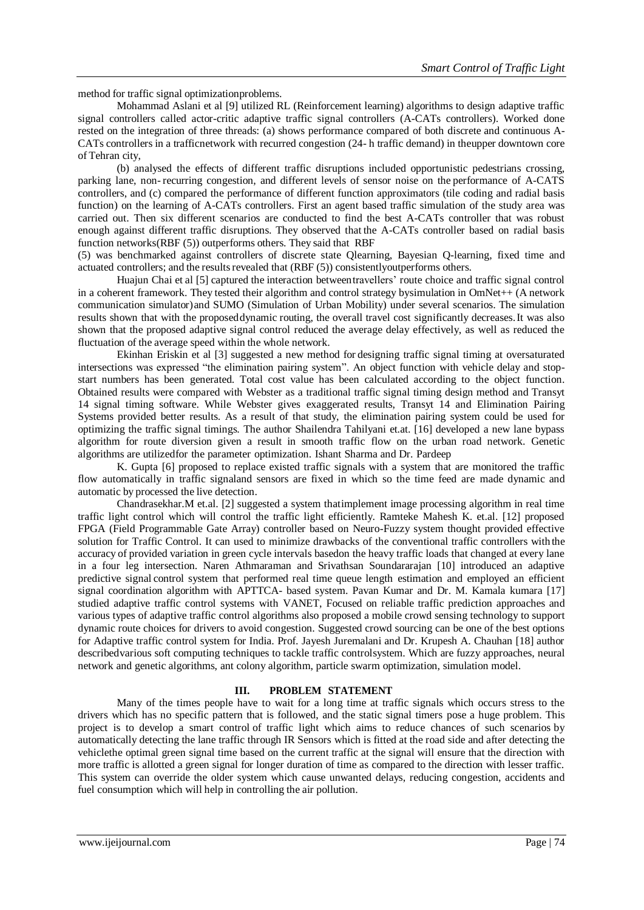method for traffic signal optimizationproblems.

Mohammad Aslani et al [9] utilized RL (Reinforcement learning) algorithms to design adaptive traffic signal controllers called actor-critic adaptive traffic signal controllers (A-CATs controllers). Worked done rested on the integration of three threads: (a) shows performance compared of both discrete and continuous A-CATs controllers in a trafficnetwork with recurred congestion (24- h traffic demand) in theupper downtown core of Tehran city,

(b) analysed the effects of different traffic disruptions included opportunistic pedestrians crossing, parking lane, non- recurring congestion, and different levels of sensor noise on the performance of A-CATS controllers, and (c) compared the performance of different function approximators (tile coding and radial basis function) on the learning of A-CATs controllers. First an agent based traffic simulation of the study area was carried out. Then six different scenarios are conducted to find the best A-CATs controller that was robust enough against different traffic disruptions. They observed that the A-CATs controller based on radial basis function networks(RBF (5)) outperforms others. They said that RBF (5) was benchmarked against controllers of discrete state Qlearning, Bayesian Q-learning, fixed time and actuated controllers; and the results revealed that (RBF (5)) consistentlyoutperforms others.

Huajun Chai et al [5] captured the interaction betweentravellers' route choice and traffic signal control in a coherent framework. They tested their algorithm and control strategy bysimulation in OmNet++ (A network communication simulator)and SUMO (Simulation of Urban Mobility) under several scenarios. The simulation results shown that with the proposeddynamic routing, the overall travel cost significantly decreases.It was also shown that the proposed adaptive signal control reduced the average delay effectively, as well as reduced the fluctuation of the average speed within the whole network.

Ekinhan Eriskin et al [3] suggested a new method for designing traffic signal timing at oversaturated intersections was expressed "the elimination pairing system". An object function with vehicle delay and stop-start numbers has been generated. Total cost value has been calculated according to the object function. Obtained results were compared with Webster as a traditional traffic signal timing design method and Transyt 14 signal timing software. While Webster gives exaggerated results, Transyt 14 and Elimination Pairing Systems provided better results. As a result of that study, the elimination pairing system could be used for optimizing the traffic signal timings. The author Shailendra Tahilyani et.at. [16] developed a new lane bypass algorithm for route diversion given a result in smooth traffic flow on the urban road network. Genetic algorithms are utilizedfor the parameter optimization. Ishant Sharma and Dr. Pardeep

K. Gupta [6] proposed to replace existed traffic signals with a system that are monitored the traffic flow automatically in traffic signaland sensors are fixed in which so the time feed are made dynamic and automatic by processed the live detection.

Chandrasekhar.M et.al. [2] suggested a system thatimplement image processing algorithm in real time traffic light control which will control the traffic light efficiently. Ramteke Mahesh K. et.al. [12] proposed FPGA (Field Programmable Gate Array) controller based on Neuro-Fuzzy system thought provided effective solution for Traffic Control. It can used to minimize drawbacks of the conventional traffic controllers with the accuracy of provided variation in green cycle intervals basedon the heavy traffic loads that changed at every lane in a four leg intersection. Naren Athmaraman and Srivathsan Soundararajan [10] introduced an adaptive predictive signal control system that performed real time queue length estimation and employed an efficient signal coordination algorithm with APTTCA- based system. Pavan Kumar and Dr. M. Kamala kumara [17] studied adaptive traffic control systems with VANET, Focused on reliable traffic prediction approaches and various types of adaptive traffic control algorithms also proposed a mobile crowd sensing technology to support dynamic route choices for drivers to avoid congestion. Suggested crowd sourcing can be one of the best options for Adaptive traffic control system for India. Prof. Jayesh Juremalani and Dr. Krupesh A. Chauhan [18] author describedvarious soft computing techniques to tackle traffic controlsystem. Which are fuzzy approaches, neural network and genetic algorithms, ant colony algorithm, particle swarm optimization, simulation model.

## III. PROBLEM STATEMENT

Many of the times people have to wait for a long time at traffic signals which occurs stress to the drivers which has no specific pattern that is followed, and the static signal timers pose a huge problem. This project is to develop a smart control of traffic light which aims to reduce chances of such scenarios by automatically detecting the lane traffic through IR Sensors which is fitted at the road side and after detecting the vehiclethe optimal green signal time based on the current traffic at the signal will ensure that the direction with more traffic is allotted a green signal for longer duration of time as compared to the direction with lesser traffic. This system can override the older system which cause unwanted delays, reducing congestion, accidents and fuel consumption which will help in controlling the air pollution.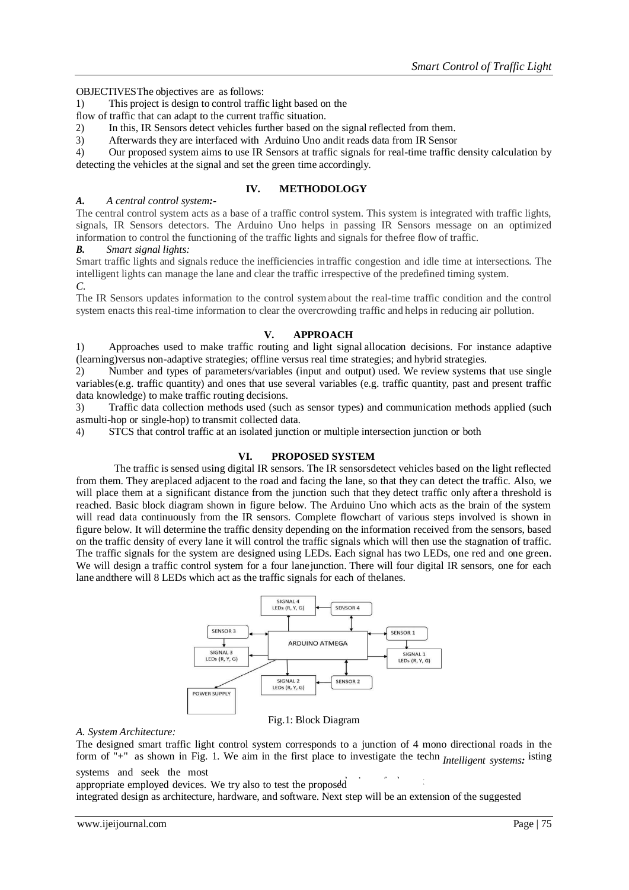OBJECTIVESThe objectives are as follows:

1) This project is design to control traffic light based on the flow of traffic that can adapt to the current traffic situation.
2) In this, IR Sensors detect vehicles further based on the signal reflected from them.
3) Afterwards they are interfaced with Arduino Uno andit reads data from IR Sensor
4) Our proposed system aims to use IR Sensors at traffic signals for real-time traffic density calculation by detecting the vehicles at the signal and set the green time accordingly.

## IV. METHODOLOGY

### *A. A central control system:-*

The central control system acts as a base of a traffic control system. This system is integrated with traffic lights, signals, IR Sensors detectors. The Arduino Uno helps in passing IR Sensors message on an optimized information to control the functioning of the traffic lights and signals for thefree flow of traffic.

### *B. Smart signal lights:*

Smart traffic lights and signals reduce the inefficiencies intraffic congestion and idle time at intersections. The intelligent lights can manage the lane and clear the traffic irrespective of the predefined timing system.

*C.*

The IR Sensors updates information to the control system about the real-time traffic condition and the control system enacts this real-time information to clear the overcrowding traffic and helps in reducing air pollution.

## V. APPROACH

1) Approaches used to make traffic routing and light signal allocation decisions. For instance adaptive (learning)versus non-adaptive strategies; offline versus real time strategies; and hybrid strategies.
2) Number and types of parameters/variables (input and output) used. We review systems that use single variables(e.g. traffic quantity) and ones that use several variables (e.g. traffic quantity, past and present traffic data knowledge) to make traffic routing decisions.
3) Traffic data collection methods used (such as sensor types) and communication methods applied (such asmulti-hop or single-hop) to transmit collected data.
4) STCS that control traffic at an isolated junction or multiple intersection junction or both

## VI. PROPOSED SYSTEM

The traffic is sensed using digital IR sensors. The IR sensorsdetect vehicles based on the light reflected from them. They areplaced adjacent to the road and facing the lane, so that they can detect the traffic. Also, we will place them at a significant distance from the junction such that they detect traffic only aftera threshold is reached. Basic block diagram shown in figure below. The Arduino Uno which acts as the brain of the system will read data continuously from the IR sensors. Complete flowchart of various steps involved is shown in figure below. It will determine the traffic density depending on the information received from the sensors, based on the traffic density of every lane it will control the traffic signals which will then use the stagnation of traffic. The traffic signals for the system are designed using LEDs. Each signal has two LEDs, one red and one green. We will design a traffic control system for a four lanejunction. There will four digital IR sensors, one for each lane andthere will 8 LEDs which act as the traffic signals for each of thelanes.

SIGNAL 4 LEDs (R, Y, G) | SENSOR 4 | SENSOR 3 | ARDUINO ATMEGA | SENSOR 1 | SIGNAL 3 LEDs (R, Y, G) | SIGNAL 1 LEDs (R, Y, G) | SIGNAL 2 LEDs (R, Y, G) | SENSOR 2 | POWER SUPPLY

Fig.1: Block Diagram

### *A. System Architecture:*

The designed smart traffic light control system corresponds to a junction of 4 mono directional roads in the form of "+" as shown in Fig. 1. We aim in the first place to investigate the techn *Intelligent systems:* isting systems and seek the most appropriate employed devices. We try also to test the proposed integrated design as architecture, hardware, and software. Next step will be an extension of the suggested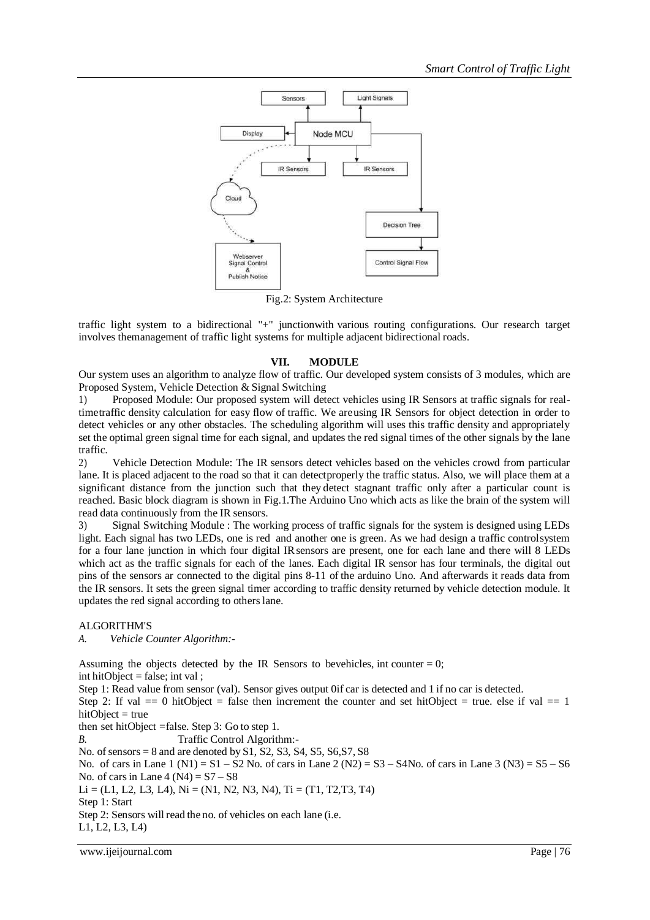Fig.2: System Architecture

traffic light system to a bidirectional "+" junctionwith various routing configurations. Our research target involves themanagement of traffic light systems for multiple adjacent bidirectional roads.

## VII. MODULE

Our system uses an algorithm to analyze flow of traffic. Our developed system consists of 3 modules, which are Proposed System, Vehicle Detection & Signal Switching

1) Proposed Module: Our proposed system will detect vehicles using IR Sensors at traffic signals for real-timetraffic density calculation for easy flow of traffic. We areusing IR Sensors for object detection in order to detect vehicles or any other obstacles. The scheduling algorithm will uses this traffic density and appropriately set the optimal green signal time for each signal, and updates the red signal times of the other signals by the lane traffic.

2) Vehicle Detection Module: The IR sensors detect vehicles based on the vehicles crowd from particular lane. It is placed adjacent to the road so that it can detectproperly the traffic status. Also, we will place them at a significant distance from the junction such that they detect stagnant traffic only after a particular count is reached. Basic block diagram is shown in Fig.1.The Arduino Uno which acts as like the brain of the system will read data continuously from the IR sensors.

3) Signal Switching Module : The working process of traffic signals for the system is designed using LEDs light. Each signal has two LEDs, one is red and another one is green. As we had design a traffic controlsystem for a four lane junction in which four digital IRsensors are present, one for each lane and there will 8 LEDs which act as the traffic signals for each of the lanes. Each digital IR sensor has four terminals, the digital out pins of the sensors ar connected to the digital pins 8-11 of the arduino Uno. And afterwards it reads data from the IR sensors. It sets the green signal timer according to traffic density returned by vehicle detection module. It updates the red signal according to others lane.

ALGORITHM'S

*A. Vehicle Counter Algorithm:-*

Assuming the objects detected by the IR Sensors to bevehicles, int counter = 0;
int hitObject = false; int val ;
Step 1: Read value from sensor (val). Sensor gives output 0if car is detected and 1 if no car is detected.
Step 2: If val == 0 hitObject = false then increment the counter and set hitObject = true. else if val == 1 hitObject = true
then set hitObject =false. Step 3: Go to step 1.

*B.* Traffic Control Algorithm:-

No. of sensors = 8 and are denoted by S1, S2, S3, S4, S5, S6,S7, S8
No. of cars in Lane 1 (N1) = S1 – S2 No. of cars in Lane 2 (N2) = S3 – S4No. of cars in Lane 3 (N3) = S5 – S6
No. of cars in Lane 4 (N4) = S7 – S8
Li = (L1, L2, L3, L4), Ni = (N1, N2, N3, N4), Ti = (T1, T2,T3, T4)
Step 1: Start
Step 2: Sensors will read the no. of vehicles on each lane (i.e. L1, L2, L3, L4)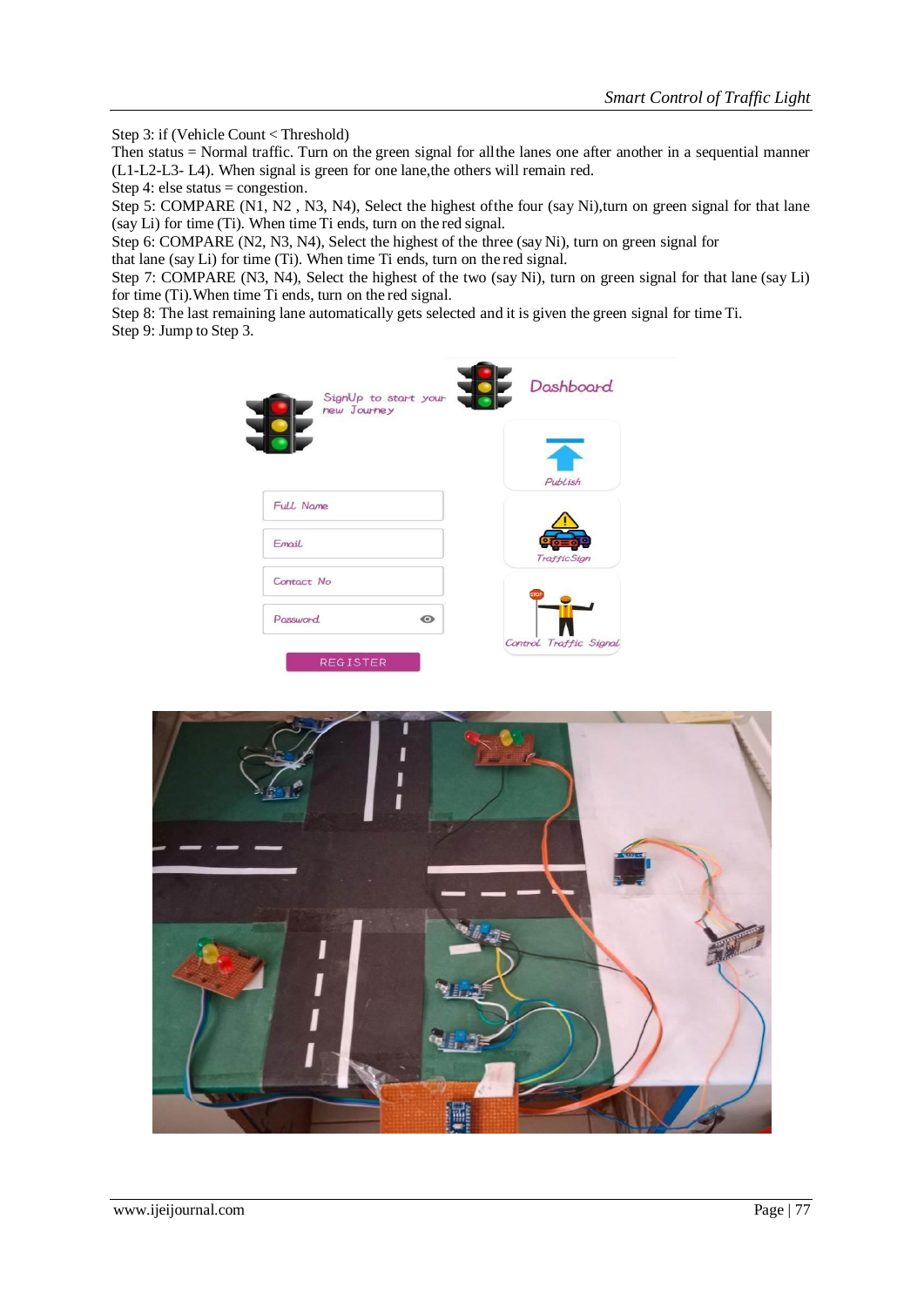Step 3: if (Vehicle Count < Threshold)

Then status = Normal traffic. Turn on the green signal for all the lanes one after another in a sequential manner (L1-L2-L3- L4). When signal is green for one lane, the others will remain red.

Step 4: else status = congestion.

Step 5: COMPARE (N1, N2 , N3, N4), Select the highest of the four (say Ni), turn on green signal for that lane (say Li) for time (Ti). When time Ti ends, turn on the red signal.

Step 6: COMPARE (N2, N3, N4), Select the highest of the three (say Ni), turn on green signal for that lane (say Li) for time (Ti). When time Ti ends, turn on the red signal.

Step 7: COMPARE (N3, N4), Select the highest of the two (say Ni), turn on green signal for that lane (say Li) for time (Ti). When time Ti ends, turn on the red signal.

Step 8: The last remaining lane automatically gets selected and it is given the green signal for time Ti.

Step 9: Jump to Step 3.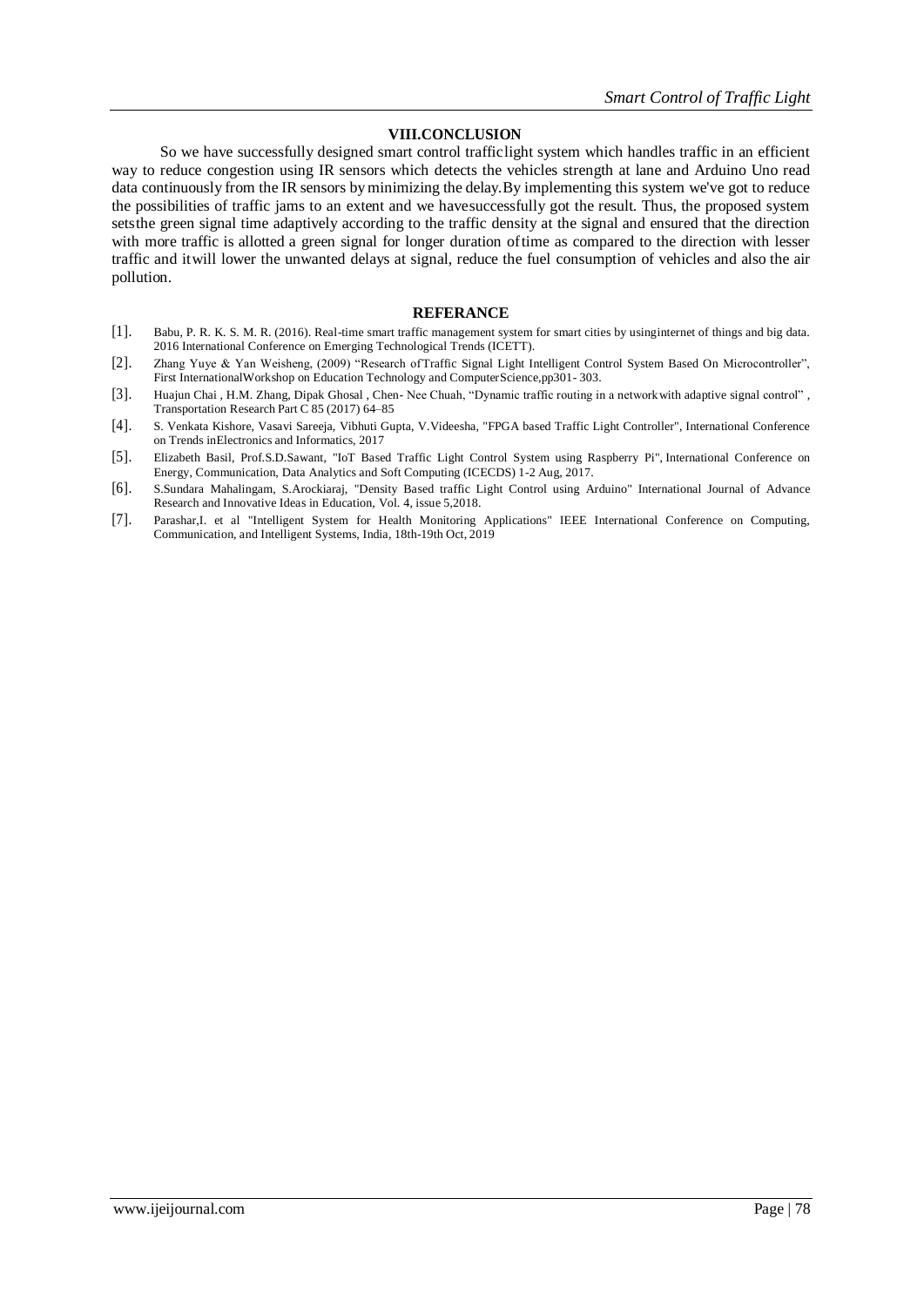## VIII.CONCLUSION

So we have successfully designed smart control trafficlight system which handles traffic in an efficient way to reduce congestion using IR sensors which detects the vehicles strength at lane and Arduino Uno read data continuously from the IR sensors by minimizing the delay.By implementing this system we've got to reduce the possibilities of traffic jams to an extent and we havesuccessfully got the result. Thus, the proposed system setsthe green signal time adaptively according to the traffic density at the signal and ensured that the direction with more traffic is allotted a green signal for longer duration oftime as compared to the direction with lesser traffic and itwill lower the unwanted delays at signal, reduce the fuel consumption of vehicles and also the air pollution.

## REFERANCE

[1]. Babu, P. R. K. S. M. R. (2016). Real-time smart traffic management system for smart cities by usinginternet of things and big data. 2016 International Conference on Emerging Technological Trends (ICETT).

[2]. Zhang Yuye & Yan Weisheng, (2009) "Research ofTraffic Signal Light Intelligent Control System Based On Microcontroller", First InternationalWorkshop on Education Technology and ComputerScience,pp301- 303.

[3]. Huajun Chai , H.M. Zhang, Dipak Ghosal , Chen- Nee Chuah, "Dynamic traffic routing in a networkwith adaptive signal control" , Transportation Research Part C 85 (2017) 64–85

[4]. S. Venkata Kishore, Vasavi Sareeja, Vibhuti Gupta, V.Videesha, "FPGA based Traffic Light Controller", International Conference on Trends inElectronics and Informatics, 2017

[5]. Elizabeth Basil, Prof.S.D.Sawant, "IoT Based Traffic Light Control System using Raspberry Pi", International Conference on Energy, Communication, Data Analytics and Soft Computing (ICECDS) 1-2 Aug, 2017.

[6]. S.Sundara Mahalingam, S.Arockiaraj, "Density Based traffic Light Control using Arduino" International Journal of Advance Research and Innovative Ideas in Education, Vol. 4, issue 5,2018.

[7]. Parashar,I. et al "Intelligent System for Health Monitoring Applications" IEEE International Conference on Computing, Communication, and Intelligent Systems, India, 18th-19th Oct, 2019